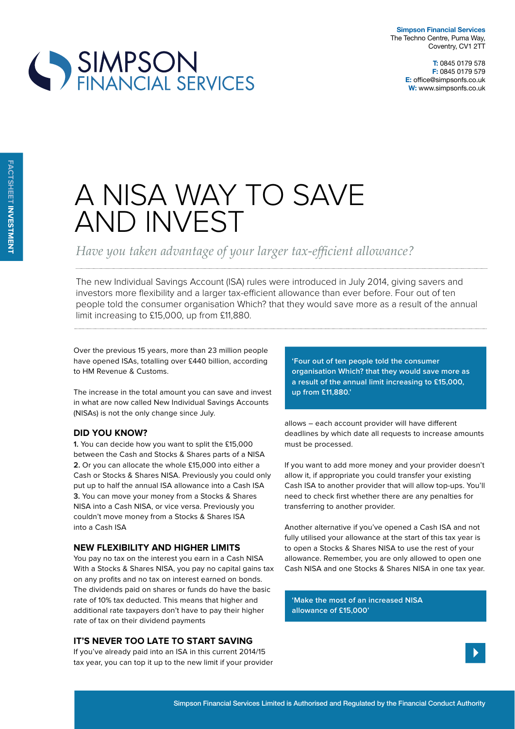**Simpson Financial Services**
The Techno Centre, Puma Way,
Coventry, CV1 2TT

**T:** 0845 0179 578
**F:** 0845 0179 579
**E:** office@simpsonfs.co.uk
**W:** www.simpsonfs.co.uk

SIMPSON FINANCIAL SERVICES

FACTSHEET **INVESTMENT**

# A NISA WAY TO SAVE AND INVEST

*Have you taken advantage of your larger tax-efficient allowance?*

The new Individual Savings Account (ISA) rules were introduced in July 2014, giving savers and investors more flexibility and a larger tax-efficient allowance than ever before. Four out of ten people told the consumer organisation Which? that they would save more as a result of the annual limit increasing to £15,000, up from £11,880.

Over the previous 15 years, more than 23 million people have opened ISAs, totalling over £440 billion, according to HM Revenue & Customs.

The increase in the total amount you can save and invest in what are now called New Individual Savings Accounts (NISAs) is not the only change since July.

## DID YOU KNOW?

**1.** You can decide how you want to split the £15,000 between the Cash and Stocks & Shares parts of a NISA
**2.** Or you can allocate the whole £15,000 into either a Cash or Stocks & Shares NISA. Previously you could only put up to half the annual ISA allowance into a Cash ISA
**3.** You can move your money from a Stocks & Shares NISA into a Cash NISA, or vice versa. Previously you couldn't move money from a Stocks & Shares ISA into a Cash ISA

## NEW FLEXIBILITY AND HIGHER LIMITS

You pay no tax on the interest you earn in a Cash NISA With a Stocks & Shares NISA, you pay no capital gains tax on any profits and no tax on interest earned on bonds. The dividends paid on shares or funds do have the basic rate of 10% tax deducted. This means that higher and additional rate taxpayers don't have to pay their higher rate of tax on their dividend payments

## IT'S NEVER TOO LATE TO START SAVING

If you've already paid into an ISA in this current 2014/15 tax year, you can top it up to the new limit if your provider allows – each account provider will have different deadlines by which date all requests to increase amounts must be processed.

**'Four out of ten people told the consumer organisation Which? that they would save more as a result of the annual limit increasing to £15,000, up from £11,880.'**

If you want to add more money and your provider doesn't allow it, if appropriate you could transfer your existing Cash ISA to another provider that will allow top-ups. You'll need to check first whether there are any penalties for transferring to another provider.

Another alternative if you've opened a Cash ISA and not fully utilised your allowance at the start of this tax year is to open a Stocks & Shares NISA to use the rest of your allowance. Remember, you are only allowed to open one Cash NISA and one Stocks & Shares NISA in one tax year.

**'Make the most of an increased NISA allowance of £15,000'**

Simpson Financial Services Limited is Authorised and Regulated by the Financial Conduct Authority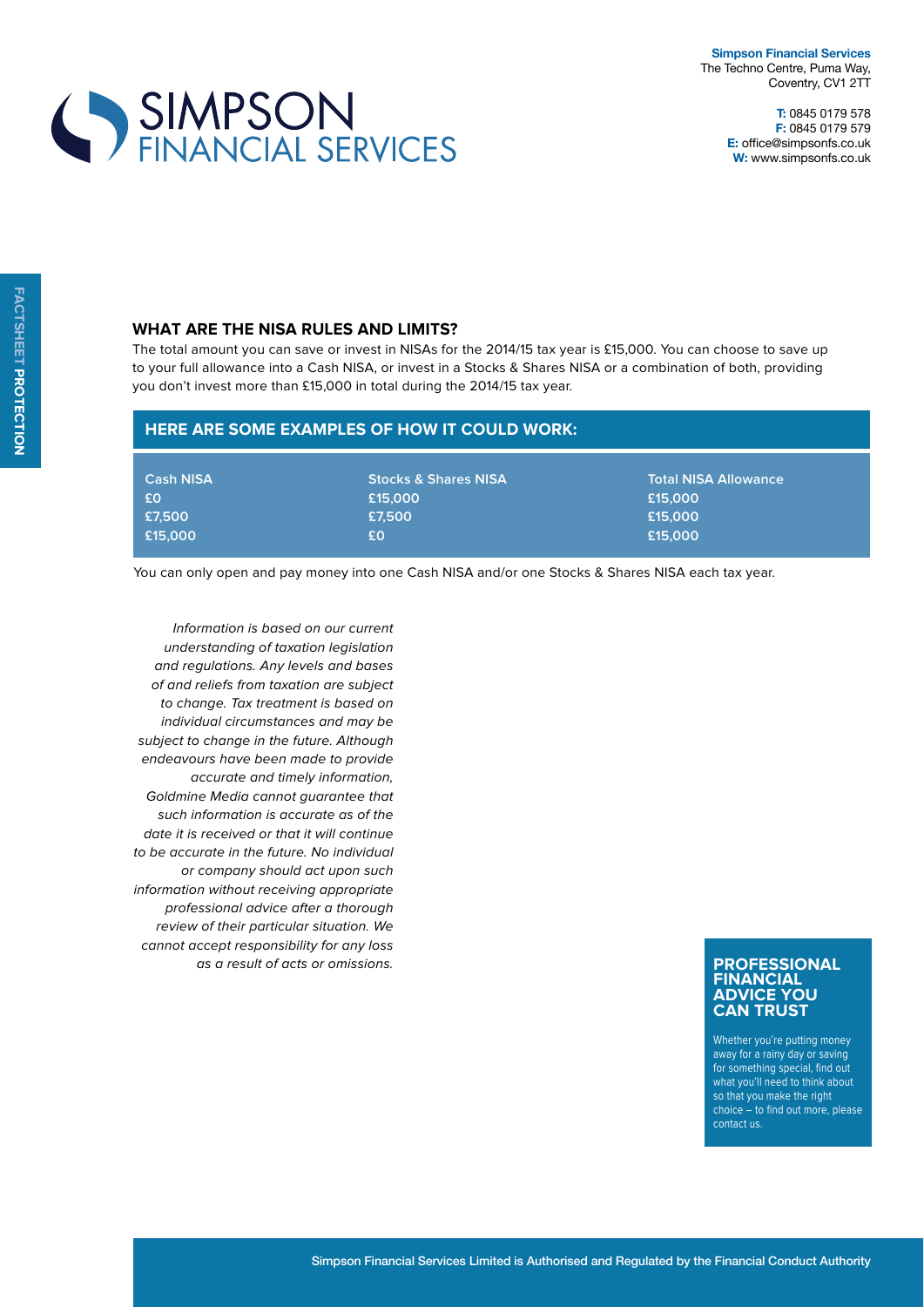**Simpson Financial Services**
The Techno Centre, Puma Way,
Coventry, CV1 2TT

**T:** 0845 0179 578
**F:** 0845 0179 579
**E:** office@simpsonfs.co.uk
**W:** www.simpsonfs.co.uk

FACTSHEET **PROTECTION**

## WHAT ARE THE NISA RULES AND LIMITS?

The total amount you can save or invest in NISAs for the 2014/15 tax year is £15,000. You can choose to save up to your full allowance into a Cash NISA, or invest in a Stocks & Shares NISA or a combination of both, providing you don't invest more than £15,000 in total during the 2014/15 tax year.

### HERE ARE SOME EXAMPLES OF HOW IT COULD WORK:

| Cash NISA | Stocks & Shares NISA | Total NISA Allowance |
|---|---|---|
| £0 | £15,000 | £15,000 |
| £7,500 | £7,500 | £15,000 |
| £15,000 | £0 | £15,000 |

You can only open and pay money into one Cash NISA and/or one Stocks & Shares NISA each tax year.

*Information is based on our current understanding of taxation legislation and regulations. Any levels and bases of and reliefs from taxation are subject to change. Tax treatment is based on individual circumstances and may be subject to change in the future. Although endeavours have been made to provide accurate and timely information, Goldmine Media cannot guarantee that such information is accurate as of the date it is received or that it will continue to be accurate in the future. No individual or company should act upon such information without receiving appropriate professional advice after a thorough review of their particular situation. We cannot accept responsibility for any loss as a result of acts or omissions.*

### PROFESSIONAL FINANCIAL ADVICE YOU CAN TRUST

Whether you're putting money away for a rainy day or saving for something special, find out what you'll need to think about so that you make the right choice – to find out more, please contact us.

Simpson Financial Services Limited is Authorised and Regulated by the Financial Conduct Authority